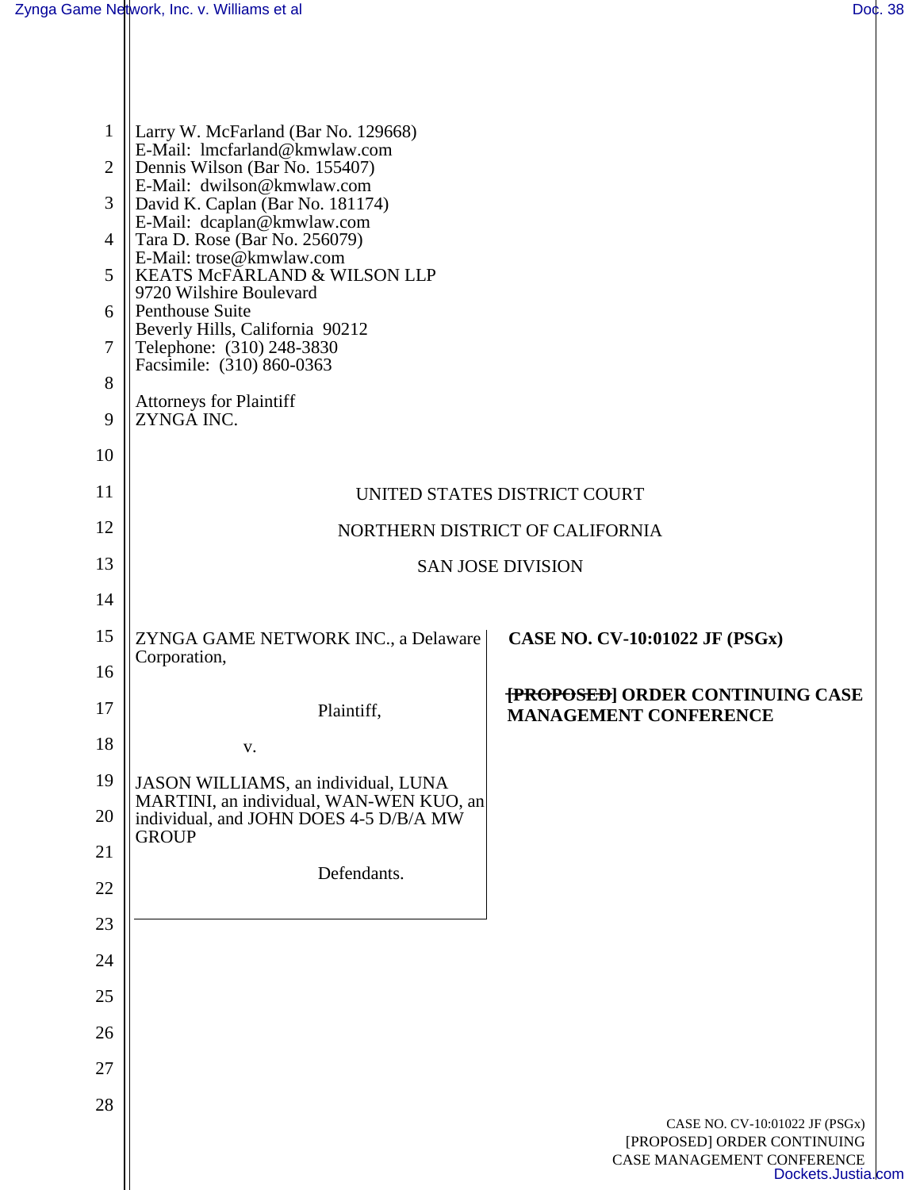Larry W. McFarland (Bar No. 129668)
E-Mail: lmcfarland@kmwlaw.com
Dennis Wilson (Bar No. 155407)
E-Mail: dwilson@kmwlaw.com
David K. Caplan (Bar No. 181174)
E-Mail: dcaplan@kmwlaw.com
Tara D. Rose (Bar No. 256079)
E-Mail: trose@kmwlaw.com
KEATS McFARLAND & WILSON LLP
9720 Wilshire Boulevard
Penthouse Suite
Beverly Hills, California 90212
Telephone: (310) 248-3830
Facsimile: (310) 860-0363

Attorneys for Plaintiff
ZYNGA INC.

UNITED STATES DISTRICT COURT

NORTHERN DISTRICT OF CALIFORNIA

SAN JOSE DIVISION

ZYNGA GAME NETWORK INC., a Delaware Corporation,

Plaintiff,

v.

JASON WILLIAMS, an individual, LUNA MARTINI, an individual, WAN-WEN KUO, an individual, and JOHN DOES 4-5 D/B/A MW GROUP

Defendants.

**CASE NO. CV-10:01022 JF (PSGx)**

**~~[PROPOSED]~~ ORDER CONTINUING CASE MANAGEMENT CONFERENCE**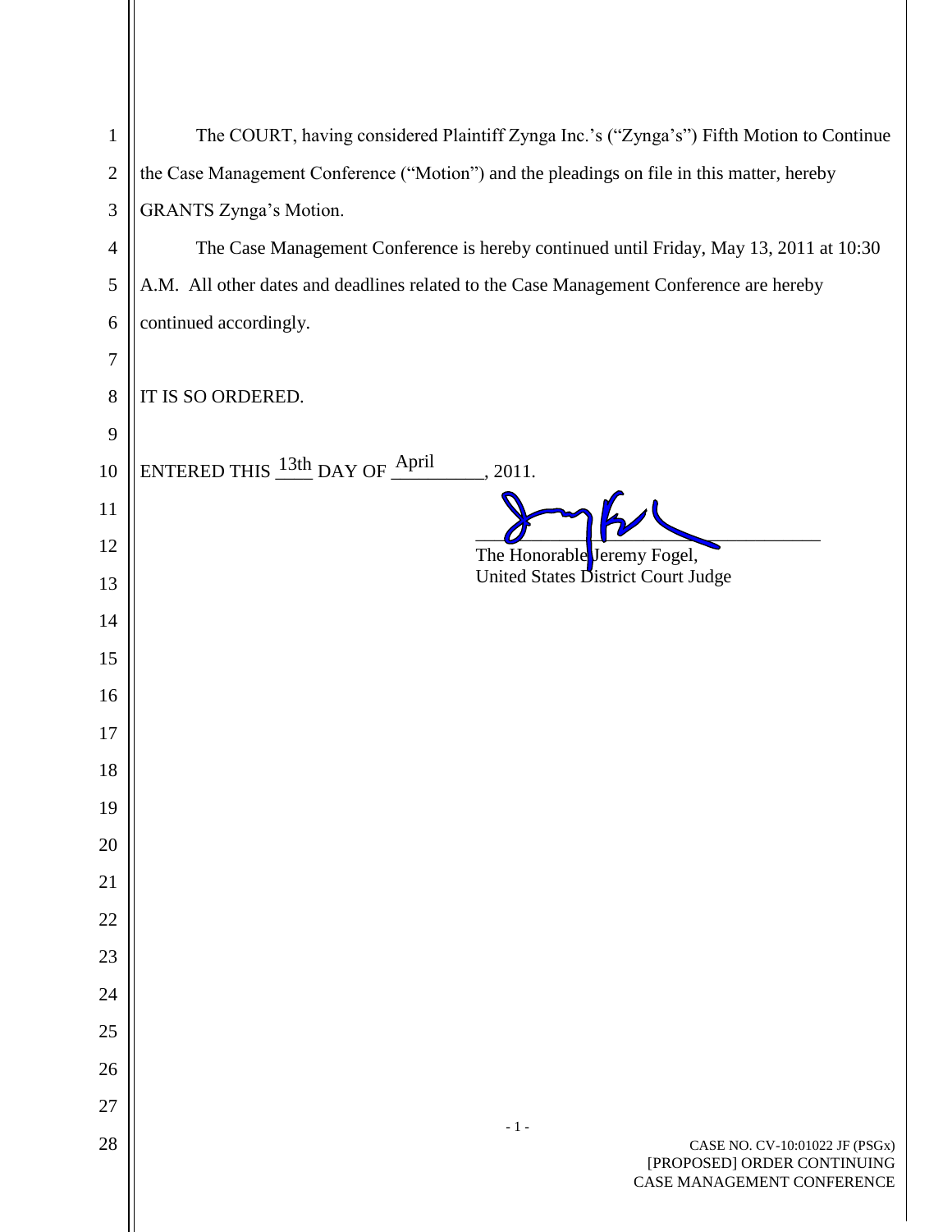The COURT, having considered Plaintiff Zynga Inc.'s ("Zynga's") Fifth Motion to Continue the Case Management Conference ("Motion") and the pleadings on file in this matter, hereby GRANTS Zynga's Motion.

The Case Management Conference is hereby continued until Friday, May 13, 2011 at 10:30 A.M. All other dates and deadlines related to the Case Management Conference are hereby continued accordingly.

IT IS SO ORDERED.

ENTERED THIS 13th DAY OF April, 2011.

\_\_\_\_\_\_\_\_\_\_\_\_\_\_\_\_\_\_\_\_\_\_\_\_\_\_\_\_\_\_\_\_\_\_\_\_
The Honorable Jeremy Fogel,
United States District Court Judge

CASE NO. CV-10:01022 JF (PSGx)
[PROPOSED] ORDER CONTINUING CASE MANAGEMENT CONFERENCE